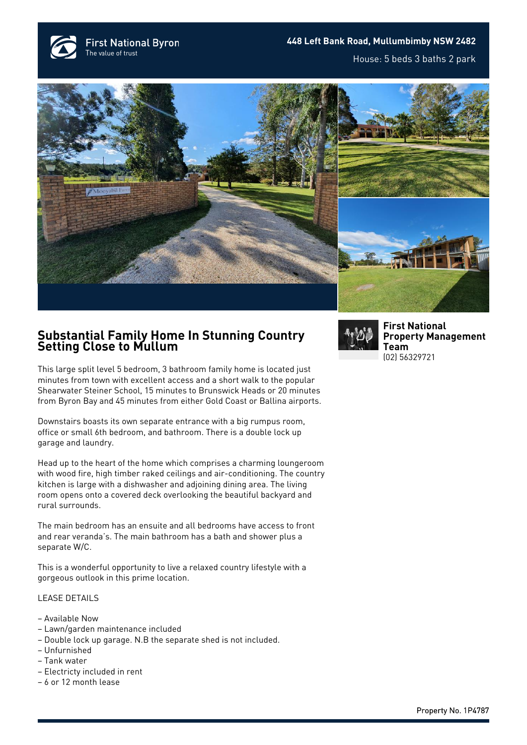First National Byron
The value of trust

**448 Left Bank Road, Mullumbimby NSW 2482**

House: 5 beds 3 baths 2 park

## Substantial Family Home In Stunning Country Setting Close to Mullum

**First National Property Management Team**
(02) 56329721

This large split level 5 bedroom, 3 bathroom family home is located just minutes from town with excellent access and a short walk to the popular Shearwater Steiner School, 15 minutes to Brunswick Heads or 20 minutes from Byron Bay and 45 minutes from either Gold Coast or Ballina airports.

Downstairs boasts its own separate entrance with a big rumpus room, office or small 6th bedroom, and bathroom. There is a double lock up garage and laundry.

Head up to the heart of the home which comprises a charming loungeroom with wood fire, high timber raked ceilings and air-conditioning. The country kitchen is large with a dishwasher and adjoining dining area. The living room opens onto a covered deck overlooking the beautiful backyard and rural surrounds.

The main bedroom has an ensuite and all bedrooms have access to front and rear veranda's. The main bathroom has a bath and shower plus a separate W/C.

This is a wonderful opportunity to live a relaxed country lifestyle with a gorgeous outlook in this prime location.

LEASE DETAILS

– Available Now
– Lawn/garden maintenance included
– Double lock up garage. N.B the separate shed is not included.
– Unfurnished
– Tank water
– Electricty included in rent
– 6 or 12 month lease

Property No. 1P4787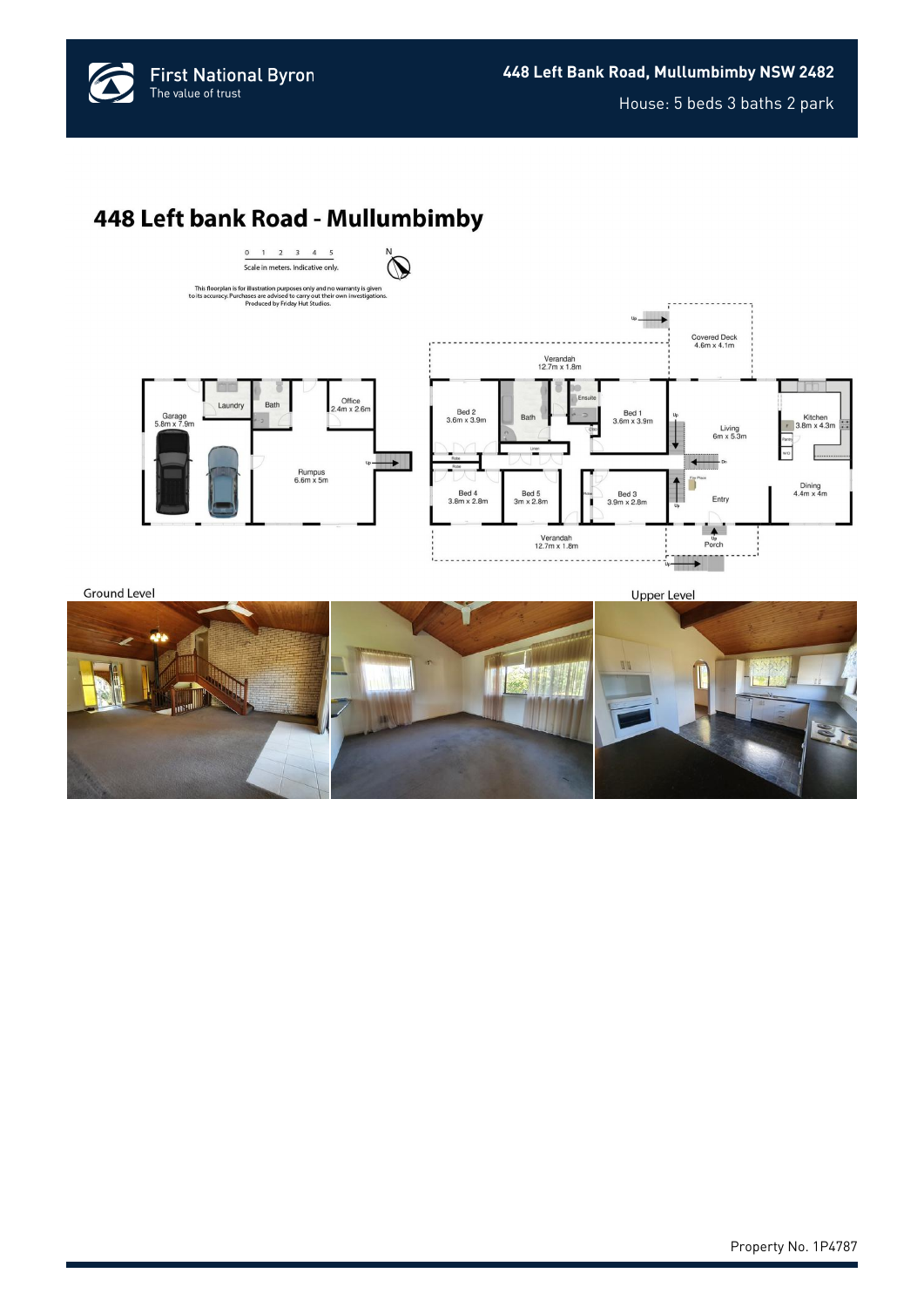First National Byron
The value of trust

448 Left Bank Road, Mullumbimby NSW 2482
House: 5 beds 3 baths 2 park

# 448 Left bank Road - Mullumbimby

0 1 2 3 4 5
Scale in meters. Indicative only.

N

This floorplan is for illustration purposes only and no warranty is given to its accuracy. Purchases are advised to carry out their own investigations.
Produced by Friday Hut Studios.

Garage
5.8m x 7.9m

Laundry

Bath

Office
2.4m x 2.6m

Rumpus
6.6m x 5m

Up

Ground Level

Covered Deck
4.6m x 4.1m

Verandah
12.7m x 1.8m

Bed 2
3.6m x 3.9m

Bath

Ensuite

Bed 1
3.6m x 3.9m

Living
6m x 5.3m

Kitchen
3.8m x 4.3m

Bed 4
3.8m x 2.8m

Bed 5
3m x 2.8m

Bed 3
3.9m x 2.8m

Entry

Dining
4.4m x 4m

Verandah
12.7m x 1.8m

Porch

Upper Level

Property No. 1P4787